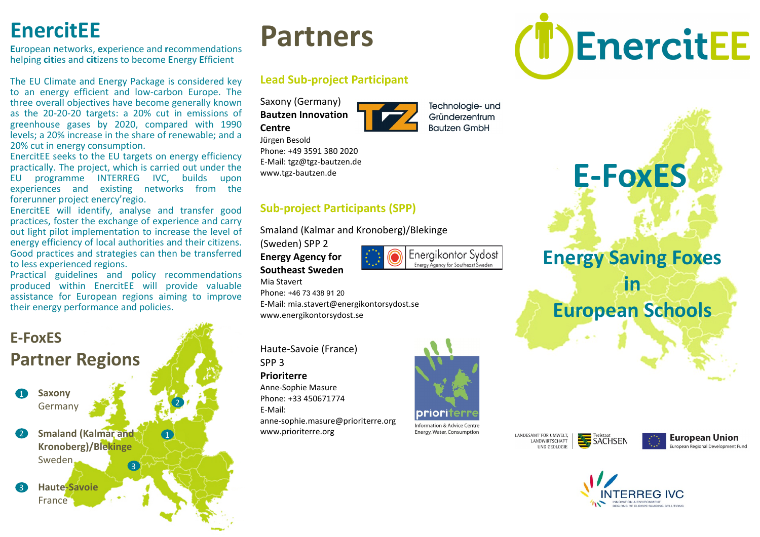# EnercitEE

**E**uropean **n**etworks, **e**xperience and **r**ecommendations helping **cit**ies and **cit**izens to become **E**nergy **E**fficient

The EU Climate and Energy Package is considered key to an energy efficient and low-carbon Europe. The three overall objectives have become generally known as the 20-20-20 targets: a 20% cut in emissions of greenhouse gases by 2020, compared with 1990 levels; a 20% increase in the share of renewable; and a 20% cut in energy consumption.

EnercitEE seeks to the EU targets on energy efficiency practically. The project, which is carried out under the EU programme INTERREG IVC, builds upon experiences and existing networks from the forerunner project energy'regio.

EnercitEE will identify, analyse and transfer good practices, foster the exchange of experience and carry out light pilot implementation to increase the level of energy efficiency of local authorities and their citizens. Good practices and strategies can then be transferred to less experienced regions.

Practical guidelines and policy recommendations produced within EnercitEE will provide valuable assistance for European regions aiming to improve their energy performance and policies.

## E-FoxES Partner Regions

1. **Saxony**
   Germany
2. **Smaland (Kalmar and Kronoberg)/Blekinge**
   Sweden
3. **Haute-Savoie**
   France

# Partners

### Lead Sub-project Participant

Saxony (Germany)
**Bautzen Innovation Centre**
Technologie- und Gründerzentrum Bautzen GmbH
Jürgen Besold
Phone: +49 3591 380 2020
E-Mail: tgz@tgz-bautzen.de
www.tgz-bautzen.de

### Sub-project Participants (SPP)

Smaland (Kalmar and Kronoberg)/Blekinge (Sweden) SPP 2
**Energy Agency for Southeast Sweden**
Energikontor Sydost – Energy Agency for Southeast Sweden
Mia Stavert
Phone: +46 73 438 91 20
E-Mail: mia.stavert@energikontorsydost.se
www.energikontorsydost.se

Haute-Savoie (France)
SPP 3
**Prioriterre**
Anne-Sophie Masure
Phone: +33 450671774
E-Mail:
anne-sophie.masure@prioriterre.org
www.prioriterre.org

prioriterre – Information & Advice Centre Energy, Water, Consumption

# EnercitEE

# E-FoxES

## Energy Saving Foxes in European Schools

Landesamt für Umwelt, Landwirtschaft und Geologie – Freistaat Sachsen

European Union – European Regional Development Fund

INTERREG IVC – Innovation & Environment Regions of Europe Sharing Solutions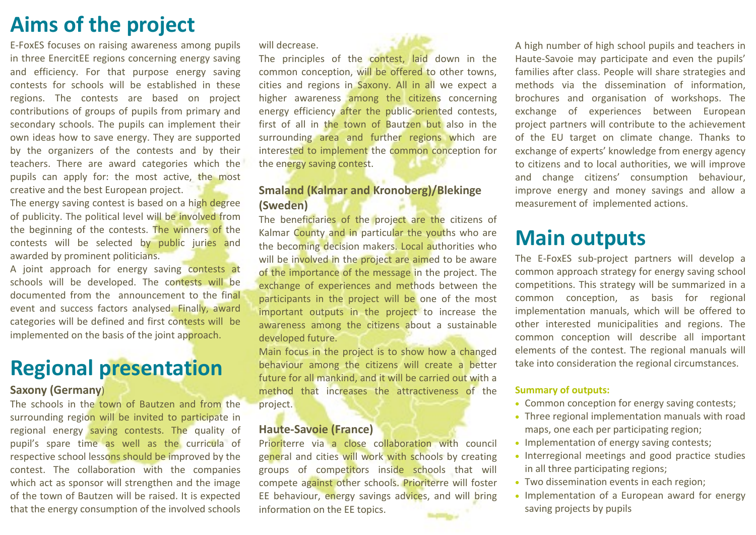## Aims of the project

E-FoxES focuses on raising awareness among pupils in three EnercitEE regions concerning energy saving and efficiency. For that purpose energy saving contests for schools will be established in these regions. The contests are based on project contributions of groups of pupils from primary and secondary schools. The pupils can implement their own ideas how to save energy. They are supported by the organizers of the contests and by their teachers. There are award categories which the pupils can apply for: the most active, the most creative and the best European project.

The energy saving contest is based on a high degree of publicity. The political level will be involved from the beginning of the contests. The winners of the contests will be selected by public juries and awarded by prominent politicians.

A joint approach for energy saving contests at schools will be developed. The contests will be documented from the announcement to the final event and success factors analysed. Finally, award categories will be defined and first contests will be implemented on the basis of the joint approach.

## Regional presentation

### Saxony (Germany)

The schools in the town of Bautzen and from the surrounding region will be invited to participate in regional energy saving contests. The quality of pupil's spare time as well as the curricula of respective school lessons should be improved by the contest. The collaboration with the companies which act as sponsor will strengthen and the image of the town of Bautzen will be raised. It is expected that the energy consumption of the involved schools will decrease.

The principles of the contest, laid down in the common conception, will be offered to other towns, cities and regions in Saxony. All in all we expect a higher awareness among the citizens concerning energy efficiency after the public-oriented contests, first of all in the town of Bautzen but also in the surrounding area and further regions which are interested to implement the common conception for the energy saving contest.

### Smaland (Kalmar and Kronoberg)/Blekinge (Sweden)

The beneficiaries of the project are the citizens of Kalmar County and in particular the youths who are the becoming decision makers. Local authorities who will be involved in the project are aimed to be aware of the importance of the message in the project. The exchange of experiences and methods between the participants in the project will be one of the most important outputs in the project to increase the awareness among the citizens about a sustainable developed future.

Main focus in the project is to show how a changed behaviour among the citizens will create a better future for all mankind, and it will be carried out with a method that increases the attractiveness of the project.

### Haute-Savoie (France)

Prioriterre via a close collaboration with council general and cities will work with schools by creating groups of competitors inside schools that will compete against other schools. Prioriterre will foster EE behaviour, energy savings advices, and will bring information on the EE topics.

A high number of high school pupils and teachers in Haute-Savoie may participate and even the pupils' families after class. People will share strategies and methods via the dissemination of information, brochures and organisation of workshops. The exchange of experiences between European project partners will contribute to the achievement of the EU target on climate change. Thanks to exchange of experts' knowledge from energy agency to citizens and to local authorities, we will improve and change citizens' consumption behaviour, improve energy and money savings and allow a measurement of implemented actions.

## Main outputs

The E-FoxES sub-project partners will develop a common approach strategy for energy saving school competitions. This strategy will be summarized in a common conception, as basis for regional implementation manuals, which will be offered to other interested municipalities and regions. The common conception will describe all important elements of the contest. The regional manuals will take into consideration the regional circumstances.

**Summary of outputs:**

- Common conception for energy saving contests;
- Three regional implementation manuals with road maps, one each per participating region;
- Implementation of energy saving contests;
- Interregional meetings and good practice studies in all three participating regions;
- Two dissemination events in each region;
- Implementation of a European award for energy saving projects by pupils